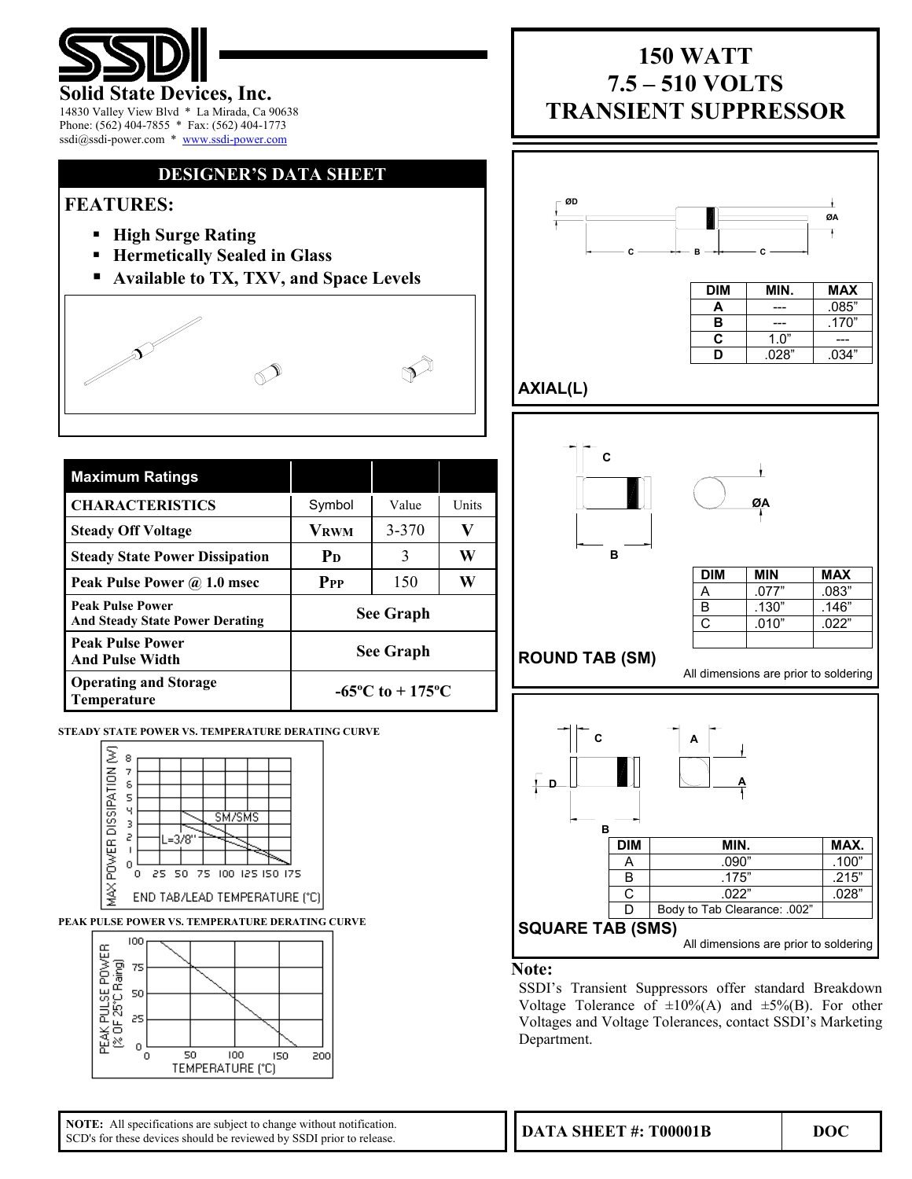# Solid State Devices, Inc.

14830 Valley View Blvd * La Mirada, Ca 90638
Phone: (562) 404-7855 * Fax: (562) 404-1773
ssdi@ssdi-power.com * www.ssdi-power.com

## 150 WATT
## 7.5 – 510 VOLTS
## TRANSIENT SUPPRESSOR

### DESIGNER'S DATA SHEET

### FEATURES:

- **High Surge Rating**
- **Hermetically Sealed in Glass**
- **Available to TX, TXV, and Space Levels**

| Maximum Ratings | | | |
|---|---|---|---|
| **CHARACTERISTICS** | Symbol | Value | Units |
| **Steady Off Voltage** | **$V_{RWM}$** | 3-370 | **V** |
| **Steady State Power Dissipation** | **$P_D$** | 3 | **W** |
| **Peak Pulse Power @ 1.0 msec** | **$P_{PP}$** | 150 | **W** |
| **Peak Pulse Power And Steady State Power Derating** | **See Graph** | | |
| **Peak Pulse Power And Pulse Width** | **See Graph** | | |
| **Operating and Storage Temperature** | **-65ºC to + 175ºC** | | |

**STEADY STATE POWER VS. TEMPERATURE DERATING CURVE**

**PEAK PULSE POWER VS. TEMPERATURE DERATING CURVE**

### AXIAL(L)

| DIM | MIN. | MAX |
|---|---|---|
| A | --- | .085" |
| B | --- | .170" |
| C | 1.0" | --- |
| D | .028" | .034" |

### ROUND TAB (SM)

| DIM | MIN | MAX |
|---|---|---|
| A | .077" | .083" |
| B | .130" | .146" |
| C | .010" | .022" |

All dimensions are prior to soldering

### SQUARE TAB (SMS)

| DIM | MIN. | MAX. |
|---|---|---|
| A | .090" | .100" |
| B | .175" | .215" |
| C | .022" | .028" |
| D | Body to Tab Clearance: .002" | |

All dimensions are prior to soldering

**Note:**

SSDI's Transient Suppressors offer standard Breakdown Voltage Tolerance of ±10%(A) and ±5%(B). For other Voltages and Voltage Tolerances, contact SSDI's Marketing Department.

**NOTE:** All specifications are subject to change without notification. SCD's for these devices should be reviewed by SSDI prior to release.

**DATA SHEET #: T00001B** | **DOC**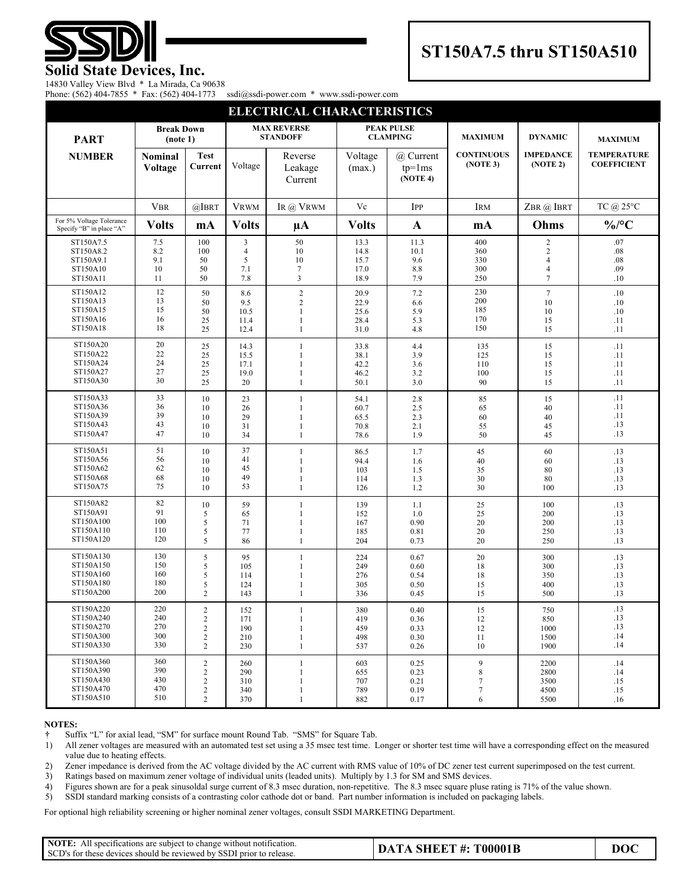# ST150A7.5 thru ST150A510

**Solid State Devices, Inc.**
14830 Valley View Blvd * La Mirada, Ca 90638
Phone: (562) 404-7855 * Fax: (562) 404-1773 ssdi@ssdi-power.com * www.ssdi-power.com

## ELECTRICAL CHARACTERISTICS

| PART NUMBER | Break Down (note 1) | | MAX REVERSE STANDOFF | | PEAK PULSE CLAMPING | | MAXIMUM CONTINUOUS (NOTE 3) | DYNAMIC IMPEDANCE (NOTE 2) | MAXIMUM TEMPERATURE COEFFICIENT |
|---|---|---|---|---|---|---|---|---|---|
| | Nominal Voltage | Test Current | Voltage | Reverse Leakage Current | Voltage (max.) | @ Current tp=1ms (NOTE 4) | | | |
| | VBR | @IBRT | VRWM | IR @ VRWM | Vc | IPP | IRM | ZBR @ IBRT | TC @ 25°C |
| For 5% Voltage Tolerance Specify "B" in place "A" | Volts | mA | Volts | µA | Volts | A | mA | Ohms | %/°C |
| ST150A7.5 | 7.5 | 100 | 3 | 50 | 13.3 | 11.3 | 400 | 2 | .07 |
| ST150A8.2 | 8.2 | 100 | 4 | 10 | 14.8 | 10.1 | 360 | 2 | .08 |
| ST150A9.1 | 9.1 | 50 | 5 | 10 | 15.7 | 9.6 | 330 | 4 | .08 |
| ST150A10 | 10 | 50 | 7.1 | 7 | 17.0 | 8.8 | 300 | 4 | .09 |
| ST150A11 | 11 | 50 | 7.8 | 3 | 18.9 | 7.9 | 250 | 7 | .10 |
| ST150A12 | 12 | 50 | 8.6 | 2 | 20.9 | 7.2 | 230 | 7 | .10 |
| ST150A13 | 13 | 50 | 9.5 | 2 | 22.9 | 6.6 | 200 | 10 | .10 |
| ST150A15 | 15 | 50 | 10.5 | 1 | 25.6 | 5.9 | 185 | 10 | .10 |
| ST150A16 | 16 | 25 | 11.4 | 1 | 28.4 | 5.3 | 170 | 15 | .11 |
| ST150A18 | 18 | 25 | 12.4 | 1 | 31.0 | 4.8 | 150 | 15 | .11 |
| ST150A20 | 20 | 25 | 14.3 | 1 | 33.8 | 4.4 | 135 | 15 | .11 |
| ST150A22 | 22 | 25 | 15.5 | 1 | 38.1 | 3.9 | 125 | 15 | .11 |
| ST150A24 | 24 | 25 | 17.1 | 1 | 42.2 | 3.6 | 110 | 15 | .11 |
| ST150A27 | 27 | 25 | 19.0 | 1 | 46.2 | 3.2 | 100 | 15 | .11 |
| ST150A30 | 30 | 25 | 20 | 1 | 50.1 | 3.0 | 90 | 15 | .11 |
| ST150A33 | 33 | 10 | 23 | 1 | 54.1 | 2.8 | 85 | 15 | .11 |
| ST150A36 | 36 | 10 | 26 | 1 | 60.7 | 2.5 | 65 | 40 | .11 |
| ST150A39 | 39 | 10 | 29 | 1 | 65.5 | 2.3 | 60 | 40 | .11 |
| ST150A43 | 43 | 10 | 31 | 1 | 70.8 | 2.1 | 55 | 45 | .13 |
| ST150A47 | 47 | 10 | 34 | 1 | 78.6 | 1.9 | 50 | 45 | .13 |
| ST150A51 | 51 | 10 | 37 | 1 | 86.5 | 1.7 | 45 | 60 | .13 |
| ST150A56 | 56 | 10 | 41 | 1 | 94.4 | 1.6 | 40 | 60 | .13 |
| ST150A62 | 62 | 10 | 45 | 1 | 103 | 1.5 | 35 | 80 | .13 |
| ST150A68 | 68 | 10 | 49 | 1 | 114 | 1.3 | 30 | 80 | .13 |
| ST150A75 | 75 | 10 | 53 | 1 | 126 | 1.2 | 30 | 100 | .13 |
| ST150A82 | 82 | 10 | 59 | 1 | 139 | 1.1 | 25 | 100 | .13 |
| ST150A91 | 91 | 5 | 65 | 1 | 152 | 1.0 | 25 | 200 | .13 |
| ST150A100 | 100 | 5 | 71 | 1 | 167 | 0.90 | 20 | 200 | .13 |
| ST150A110 | 110 | 5 | 77 | 1 | 185 | 0.81 | 20 | 250 | .13 |
| ST150A120 | 120 | 5 | 86 | 1 | 204 | 0.73 | 20 | 250 | .13 |
| ST150A130 | 130 | 5 | 95 | 1 | 224 | 0.67 | 20 | 300 | .13 |
| ST150A150 | 150 | 5 | 105 | 1 | 249 | 0.60 | 18 | 300 | .13 |
| ST150A160 | 160 | 5 | 114 | 1 | 276 | 0.54 | 18 | 350 | .13 |
| ST150A180 | 180 | 5 | 124 | 1 | 305 | 0.50 | 15 | 400 | .13 |
| ST150A200 | 200 | 2 | 143 | 1 | 336 | 0.45 | 15 | 500 | .13 |
| ST150A220 | 220 | 2 | 152 | 1 | 380 | 0.40 | 15 | 750 | .13 |
| ST150A240 | 240 | 2 | 171 | 1 | 419 | 0.36 | 12 | 850 | .13 |
| ST150A270 | 270 | 2 | 190 | 1 | 459 | 0.33 | 12 | 1000 | .13 |
| ST150A300 | 300 | 2 | 210 | 1 | 498 | 0.30 | 11 | 1500 | .14 |
| ST150A330 | 330 | 2 | 230 | 1 | 537 | 0.26 | 10 | 1900 | .14 |
| ST150A360 | 360 | 2 | 260 | 1 | 603 | 0.25 | 9 | 2200 | .14 |
| ST150A390 | 390 | 2 | 290 | 1 | 655 | 0.23 | 8 | 2800 | .14 |
| ST150A430 | 430 | 2 | 310 | 1 | 707 | 0.21 | 7 | 3500 | .15 |
| ST150A470 | 470 | 2 | 340 | 1 | 789 | 0.19 | 7 | 4500 | .15 |
| ST150A510 | 510 | 2 | 370 | 1 | 882 | 0.17 | 6 | 5500 | .16 |

**NOTES:**

† Suffix "L" for axial lead, "SM" for surface mount Round Tab. "SMS" for Square Tab.

1) All zener voltages are measured with an automated test set using a 35 msec test time. Longer or shorter test time will have a corresponding effect on the measured value due to heating effects.
2) Zener impedance is derived from the AC voltage divided by the AC current with RMS value of 10% of DC zener test current superimposed on the test current.
3) Ratings based on maximum zener voltage of individual units (leaded units). Multiply by 1.3 for SM and SMS devices.
4) Figures shown are for a peak sinusoldal surge current of 8.3 msec duration, non-repetitive. The 8.3 msec square pluse rating is 71% of the value shown.
5) SSDI standard marking consists of a contrasting color cathode dot or band. Part number information is included on packaging labels.

For optional high reliability screening or higher nominal zener voltages, consult SSDI MARKETING Department.

**NOTE:** All specifications are subject to change without notification. SCD's for these devices should be reviewed by SSDI prior to release.

**DATA SHEET #: T00001B** | **DOC**